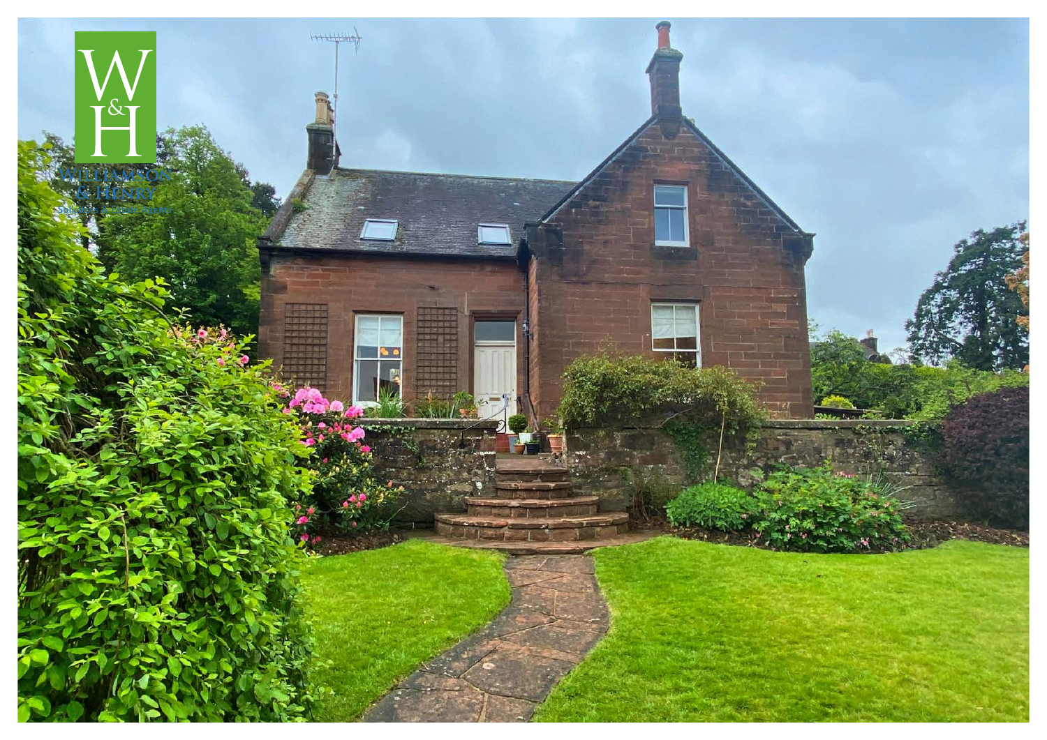W&H

Williamson & Henry

Solicitors & Estate Agents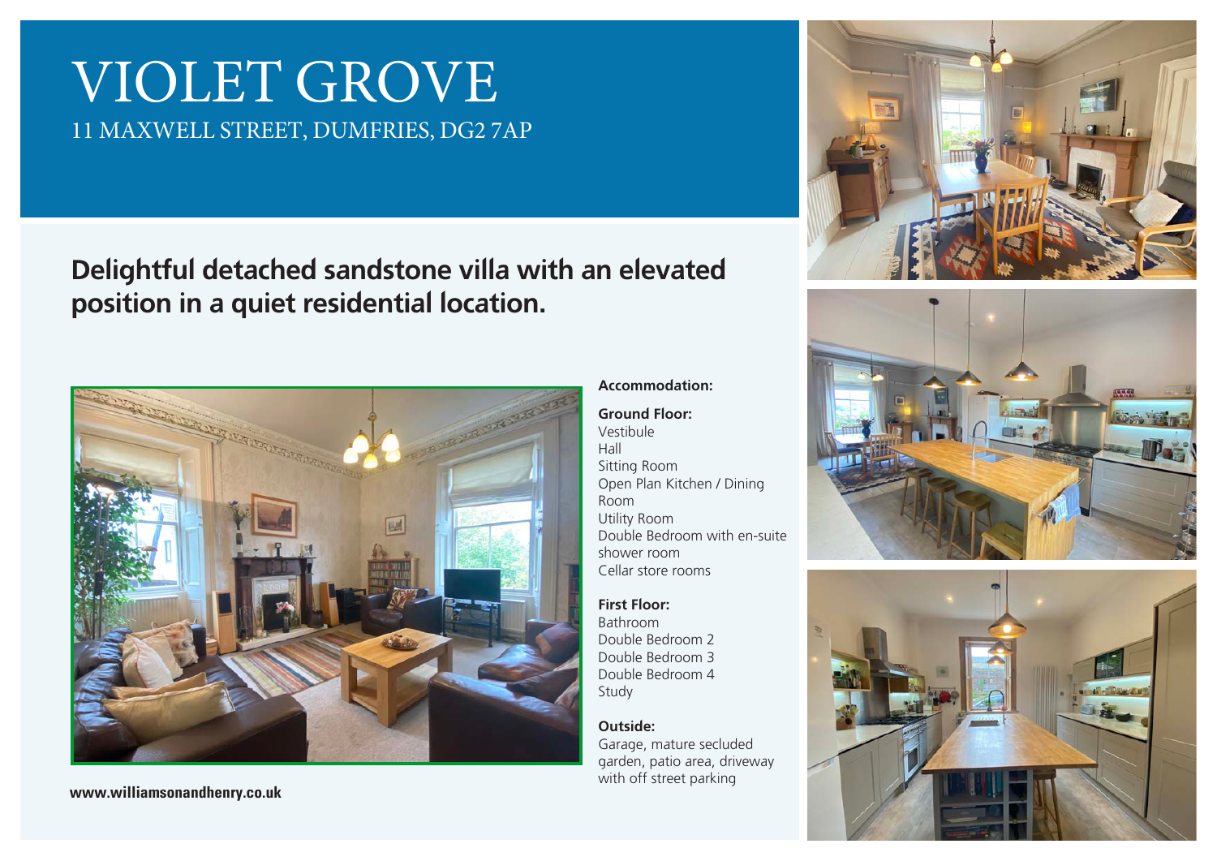# VIOLET GROVE

11 MAXWELL STREET, DUMFRIES, DG2 7AP

## Delightful detached sandstone villa with an elevated position in a quiet residential location.

**Accommodation:**

**Ground Floor:**
Vestibule
Hall
Sitting Room
Open Plan Kitchen / Dining Room
Utility Room
Double Bedroom with en-suite shower room
Cellar store rooms

**First Floor:**
Bathroom
Double Bedroom 2
Double Bedroom 3
Double Bedroom 4
Study

**Outside:**
Garage, mature secluded garden, patio area, driveway with off street parking

**www.williamsonandhenry.co.uk**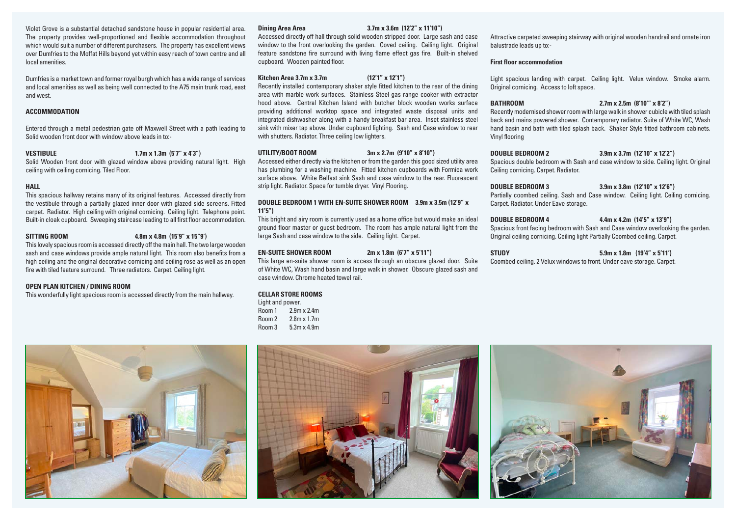Violet Grove is a substantial detached sandstone house in popular residential area. The property provides well-proportioned and flexible accommodation throughout which would suit a number of different purchasers. The property has excellent views over Dumfries to the Moffat Hills beyond yet within easy reach of town centre and all local amenities.

Dumfries is a market town and former royal burgh which has a wide range of services and local amenities as well as being well connected to the A75 main trunk road, east and west.

## ACCOMMODATION

Entered through a metal pedestrian gate off Maxwell Street with a path leading to Solid wooden front door with window above leads in to:-

**VESTIBULE** 1.7m x 1.3m (5'7" x 4'3")

Solid Wooden front door with glazed window above providing natural light. High ceiling with ceiling cornicing. Tiled Floor.

**HALL**

This spacious hallway retains many of its original features. Accessed directly from the vestibule through a partially glazed inner door with glazed side screens. Fitted carpet. Radiator. High ceiling with original cornicing. Ceiling light. Telephone point. Built-in cloak cupboard. Sweeping staircase leading to all first floor accommodation.

**SITTING ROOM** 4.8m x 4.8m (15'9" x 15"9')

This lovely spacious room is accessed directly off the main hall. The two large wooden sash and case windows provide ample natural light. This room also benefits from a high ceiling and the original decorative cornicing and ceiling rose as well as an open fire with tiled feature surround. Three radiators. Carpet. Ceiling light.

**OPEN PLAN KITCHEN / DINING ROOM**

This wonderfully light spacious room is accessed directly from the main hallway.

**Dining Area** 3.7m x 3.6m (12'2" x 11'10")

Accessed directly off hall through solid wooden stripped door. Large sash and case window to the front overlooking the garden. Coved ceiling. Ceiling light. Original feature sandstone fire surround with living flame effect gas fire. Built-in shelved cupboard. Wooden painted floor.

**Kitchen Area 3.7m x 3.7m** (12'1" x 12'1")

Recently installed contemporary shaker style fitted kitchen to the rear of the dining area with marble work surfaces. Stainless Steel gas range cooker with extractor hood above. Central Kitchen Island with butcher block wooden works surface providing additional worktop space and integrated waste disposal units and integrated dishwasher along with a handy breakfast bar area. Inset stainless steel sink with mixer tap above. Under cupboard lighting. Sash and Case window to rear with shutters. Radiator. Three ceiling low lighters.

**UTILITY/BOOT ROOM** 3m x 2.7m (9'10" x 8'10")

Accessed either directly via the kitchen or from the garden this good sized utility area has plumbing for a washing machine. Fitted kitchen cupboards with Formica work surface above. White Belfast sink Sash and case window to the rear. Fluorescent strip light. Radiator. Space for tumble dryer. Vinyl Flooring.

**DOUBLE BEDROOM 1 WITH EN-SUITE SHOWER ROOM** 3.9m x 3.5m (12'9" x 11'5")

This bright and airy room is currently used as a home office but would make an ideal ground floor master or guest bedroom. The room has ample natural light from the large Sash and case window to the side. Ceiling light. Carpet.

**EN-SUITE SHOWER ROOM** 2m x 1.8m (6'7" x 5'11")

This large en-suite shower room is access through an obscure glazed door. Suite of White WC, Wash hand basin and large walk in shower. Obscure glazed sash and case window. Chrome heated towel rail.

**CELLAR STORE ROOMS**

Light and power.

Room 1 2.9m x 2.4m
Room 2 2.8m x 1.7m
Room 3 5.3m x 4.9m

Attractive carpeted sweeping stairway with original wooden handrail and ornate iron balustrade leads up to:-

**First floor accommodation**

Light spacious landing with carpet. Ceiling light. Velux window. Smoke alarm. Original cornicing. Access to loft space.

**BATHROOM** 2.7m x 2.5m (8'10'" x 8'2")

Recently modernised shower room with large walk in shower cubicle with tiled splash back and mains powered shower. Contemporary radiator. Suite of White WC, Wash hand basin and bath with tiled splash back. Shaker Style fitted bathroom cabinets. Vinyl flooring

**DOUBLE BEDROOM 2** 3.9m x 3.7m (12'10" x 12'2")

Spacious double bedroom with Sash and case window to side. Ceiling light. Original Ceiling cornicing. Carpet. Radiator.

**DOUBLE BEDROOM 3** 3.9m x 3.8m (12'10" x 12'6")

Partially coombed ceiling. Sash and Case window. Ceiling light. Ceiling cornicing. Carpet. Radiator. Under Eave storage.

**DOUBLE BEDROOM 4** 4.4m x 4.2m (14'5" x 13'9")

Spacious front facing bedroom with Sash and Case window overlooking the garden. Original ceiling cornicing. Ceiling light Partially Coombed ceiling. Carpet.

**STUDY** 5.9m x 1.8m (19'4" x 5'11')

Coombed ceiling. 2 Velux windows to front. Under eave storage. Carpet.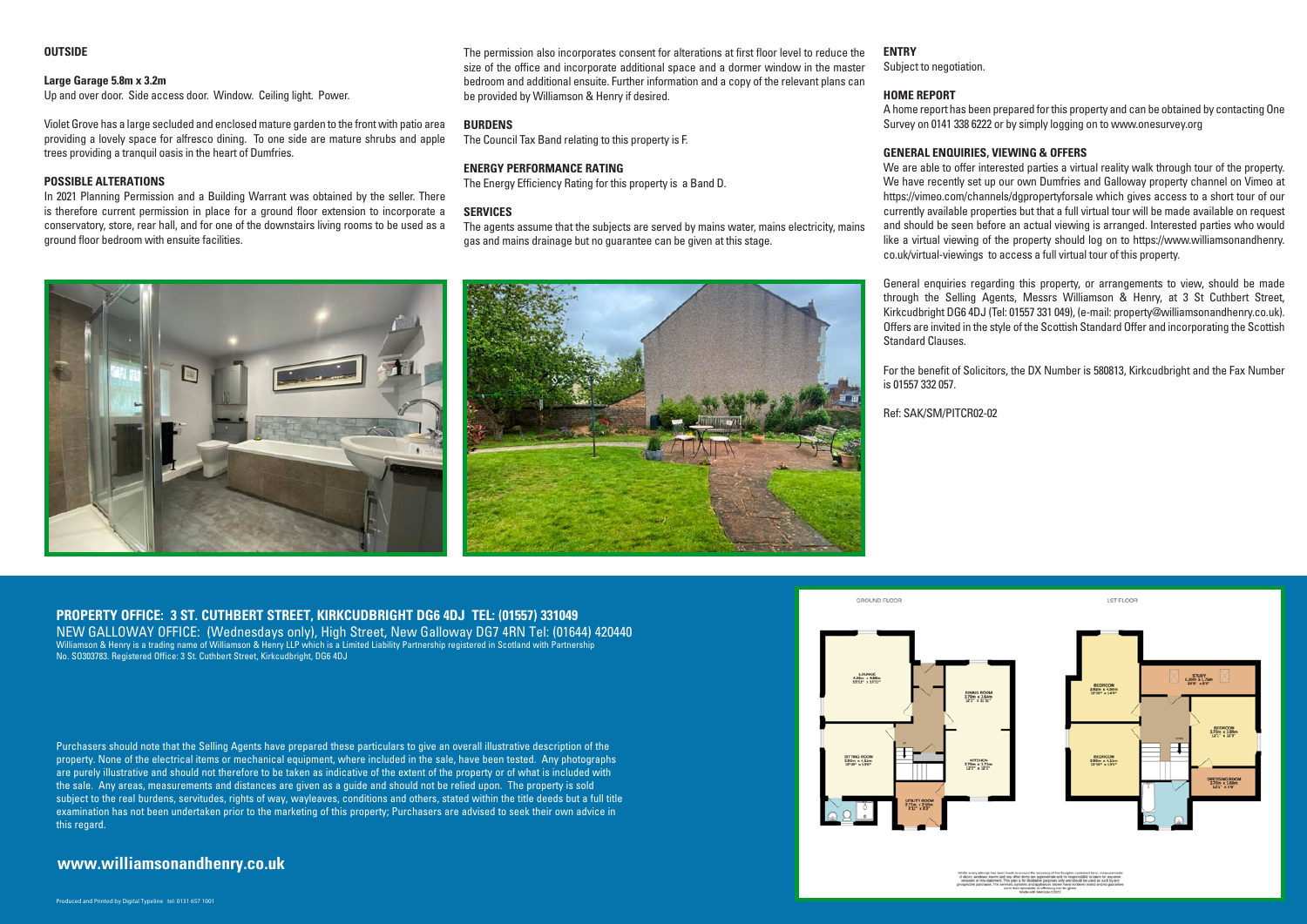## OUTSIDE

**Large Garage 5.8m x 3.2m**
Up and over door. Side access door. Window. Ceiling light. Power.

Violet Grove has a large secluded and enclosed mature garden to the front with patio area providing a lovely space for alfresco dining. To one side are mature shrubs and apple trees providing a tranquil oasis in the heart of Dumfries.

## POSSIBLE ALTERATIONS

In 2021 Planning Permission and a Building Warrant was obtained by the seller. There is therefore current permission in place for a ground floor extension to incorporate a conservatory, store, rear hall, and for one of the downstairs living rooms to be used as a ground floor bedroom with ensuite facilities.

The permission also incorporates consent for alterations at first floor level to reduce the size of the office and incorporate additional space and a dormer window in the master bedroom and additional ensuite. Further information and a copy of the relevant plans can be provided by Williamson & Henry if desired.

## BURDENS

The Council Tax Band relating to this property is F.

## ENERGY PERFORMANCE RATING

The Energy Efficiency Rating for this property is a Band D.

## SERVICES

The agents assume that the subjects are served by mains water, mains electricity, mains gas and mains drainage but no guarantee can be given at this stage.

## ENTRY

Subject to negotiation.

## HOME REPORT

A home report has been prepared for this property and can be obtained by contacting One Survey on 0141 338 6222 or by simply logging on to www.onesurvey.org

## GENERAL ENQUIRIES, VIEWING & OFFERS

We are able to offer interested parties a virtual reality walk through tour of the property. We have recently set up our own Dumfries and Galloway property channel on Vimeo at https://vimeo.com/channels/dgpropertyforsale which gives access to a short tour of our currently available properties but that a full virtual tour will be made available on request and should be seen before an actual viewing is arranged. Interested parties who would like a virtual viewing of the property should log on to https://www.williamsonandhenry.co.uk/virtual-viewings to access a full virtual tour of this property.

General enquiries regarding this property, or arrangements to view, should be made through the Selling Agents, Messrs Williamson & Henry, at 3 St Cuthbert Street, Kirkcudbright DG6 4DJ (Tel: 01557 331 049), (e-mail: property@williamsonandhenry.co.uk). Offers are invited in the style of the Scottish Standard Offer and incorporating the Scottish Standard Clauses.

For the benefit of Solicitors, the DX Number is 580813, Kirkcudbright and the Fax Number is 01557 332 057.

Ref: SAK/SM/PITCR02-02

**PROPERTY OFFICE: 3 ST. CUTHBERT STREET, KIRKCUDBRIGHT DG6 4DJ TEL: (01557) 331049**
NEW GALLOWAY OFFICE: (Wednesdays only), High Street, New Galloway DG7 4RN Tel: (01644) 420440
Williamson & Henry is a trading name of Williamson & Henry LLP which is a Limited Liability Partnership registered in Scotland with Partnership No. SO303783. Registered Office: 3 St. Cuthbert Street, Kirkcudbright, DG6 4DJ

GROUND FLOOR

LOUNGE 4.86m x 4.08m 15'11" x 13'11"

DINING ROOM 3.70m x 3.64m 12'2" x 11'11"

SITTING ROOM 3.93m x 4.32m 12'10" x 14'2"

KITCHEN 3.70m x 3.73m 12'2" x 12'3"

UTILITY ROOM 2.71m x 2.50m 8'11" x 8'2"

1ST FLOOR

BEDROOM 3.93m x 4.39m 12'10" x 14'5"

STUDY 4.30m x 1.75m 14'1" x 5'9"

BEDROOM 3.70m x 3.69m 12'1" x 12'1"

BEDROOM 3.93m x 4.32m 12'10" x 14'2"

DRESSING ROOM 3.70m x 1.68m 12'1" x 5'6"

Purchasers should note that the Selling Agents have prepared these particulars to give an overall illustrative description of the property. None of the electrical items or mechanical equipment, where included in the sale, have been tested. Any photographs are purely illustrative and should not therefore to be taken as indicative of the extent of the property or of what is included with the sale. Any areas, measurements and distances are given as a guide and should not be relied upon. The property is sold subject to the real burdens, servitudes, rights of way, wayleaves, conditions and others, stated within the title deeds but a full title examination has not been undertaken prior to the marketing of this property; Purchasers are advised to seek their own advice in this regard.

**www.williamsonandhenry.co.uk**

Produced and Printed by Digital Typeline tel: 0131 657 1001